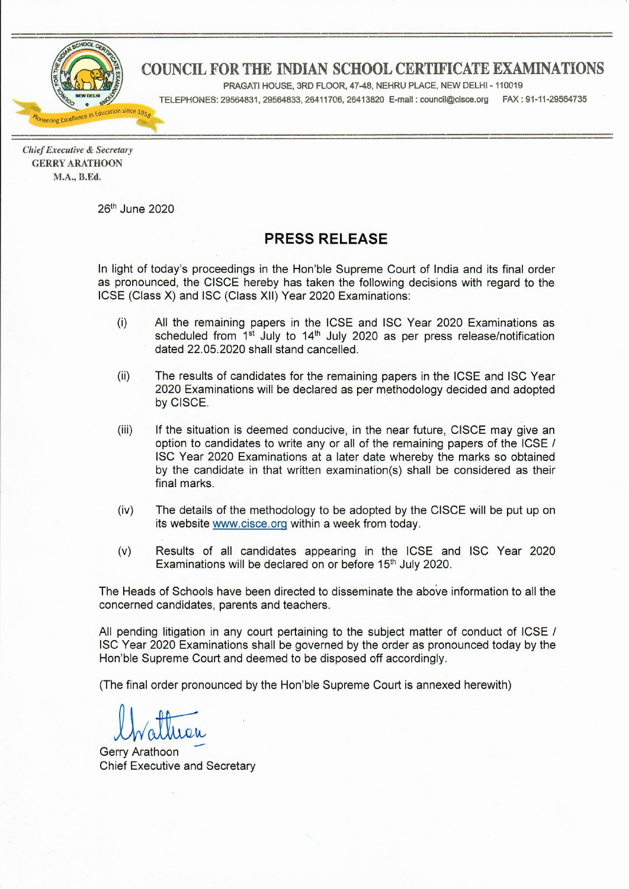# COUNCIL FOR THE INDIAN SCHOOL CERTIFICATE EXAMINATIONS

PRAGATI HOUSE, 3RD FLOOR, 47-48, NEHRU PLACE, NEW DELHI - 110019

TELEPHONES: 29564831, 29564833, 26411706, 26413820 E-mail : council@cisce.org FAX : 91-11-29564735

*Chief Executive & Secretary*
**GERRY ARATHOON**
**M.A., B.Ed.**

26th June 2020

## PRESS RELEASE

In light of today's proceedings in the Hon'ble Supreme Court of India and its final order as pronounced, the CISCE hereby has taken the following decisions with regard to the ICSE (Class X) and ISC (Class XII) Year 2020 Examinations:

(i) All the remaining papers in the ICSE and ISC Year 2020 Examinations as scheduled from 1st July to 14th July 2020 as per press release/notification dated 22.05.2020 shall stand cancelled.

(ii) The results of candidates for the remaining papers in the ICSE and ISC Year 2020 Examinations will be declared as per methodology decided and adopted by CISCE.

(iii) If the situation is deemed conducive, in the near future, CISCE may give an option to candidates to write any or all of the remaining papers of the ICSE / ISC Year 2020 Examinations at a later date whereby the marks so obtained by the candidate in that written examination(s) shall be considered as their final marks.

(iv) The details of the methodology to be adopted by the CISCE will be put up on its website www.cisce.org within a week from today.

(v) Results of all candidates appearing in the ICSE and ISC Year 2020 Examinations will be declared on or before 15th July 2020.

The Heads of Schools have been directed to disseminate the above information to all the concerned candidates, parents and teachers.

All pending litigation in any court pertaining to the subject matter of conduct of ICSE / ISC Year 2020 Examinations shall be governed by the order as pronounced today by the Hon'ble Supreme Court and deemed to be disposed off accordingly.

(The final order pronounced by the Hon'ble Supreme Court is annexed herewith)

Gerry Arathoon
Chief Executive and Secretary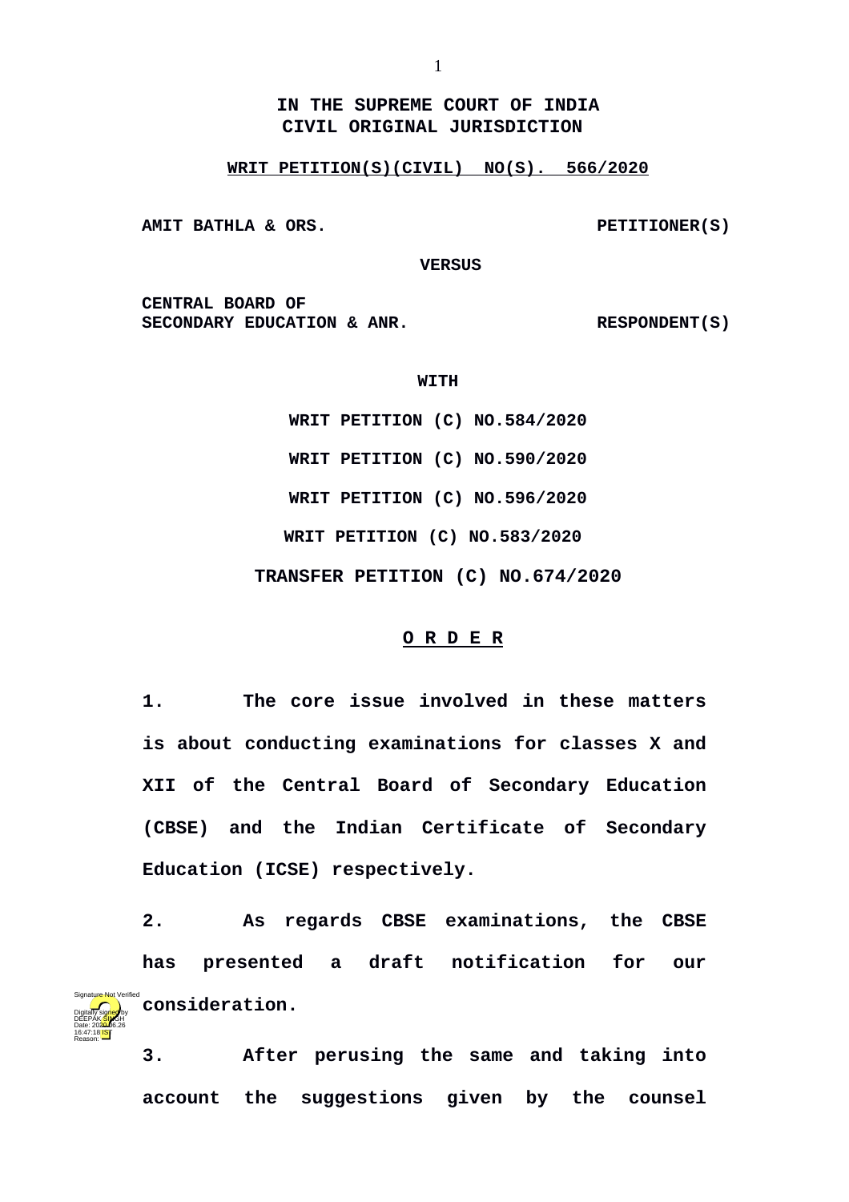**IN THE SUPREME COURT OF INDIA**
**CIVIL ORIGINAL JURISDICTION**

**WRIT PETITION(S)(CIVIL) NO(S). 566/2020**

**AMIT BATHLA & ORS.** **PETITIONER(S)**

**VERSUS**

**CENTRAL BOARD OF SECONDARY EDUCATION & ANR.** **RESPONDENT(S)**

**WITH**

**WRIT PETITION (C) NO.584/2020**

**WRIT PETITION (C) NO.590/2020**

**WRIT PETITION (C) NO.596/2020**

**WRIT PETITION (C) NO.583/2020**

**TRANSFER PETITION (C) NO.674/2020**

**O R D E R**

**1.** The core issue involved in these matters is about conducting examinations for classes X and XII of the Central Board of Secondary Education (CBSE) and the Indian Certificate of Secondary Education (ICSE) respectively.

**2.** As regards CBSE examinations, the CBSE has presented a draft notification for our consideration.

**3.** After perusing the same and taking into account the suggestions given by the counsel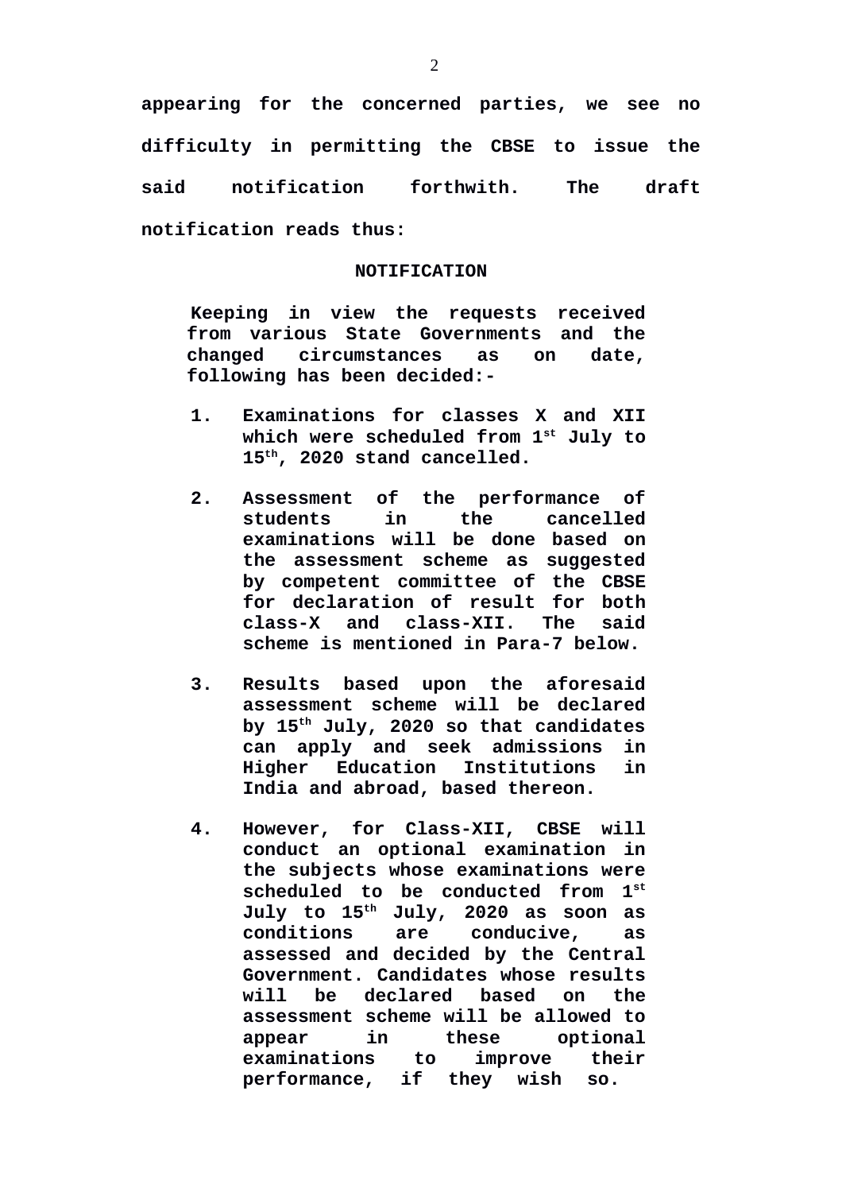**appearing for the concerned parties, we see no difficulty in permitting the CBSE to issue the said notification forthwith. The draft notification reads thus:**

**NOTIFICATION**

> **Keeping in view the requests received from various State Governments and the changed circumstances as on date, following has been decided:-**
>
> 1. **Examinations for classes X and XII which were scheduled from 1st July to 15th, 2020 stand cancelled.**
>
> 2. **Assessment of the performance of students in the cancelled examinations will be done based on the assessment scheme as suggested by competent committee of the CBSE for declaration of result for both class-X and class-XII. The said scheme is mentioned in Para-7 below.**
>
> 3. **Results based upon the aforesaid assessment scheme will be declared by 15th July, 2020 so that candidates can apply and seek admissions in Higher Education Institutions in India and abroad, based thereon.**
>
> 4. **However, for Class-XII, CBSE will conduct an optional examination in the subjects whose examinations were scheduled to be conducted from 1st July to 15th July, 2020 as soon as conditions are conducive, as assessed and decided by the Central Government. Candidates whose results will be declared based on the assessment scheme will be allowed to appear in these optional examinations to improve their performance, if they wish so.**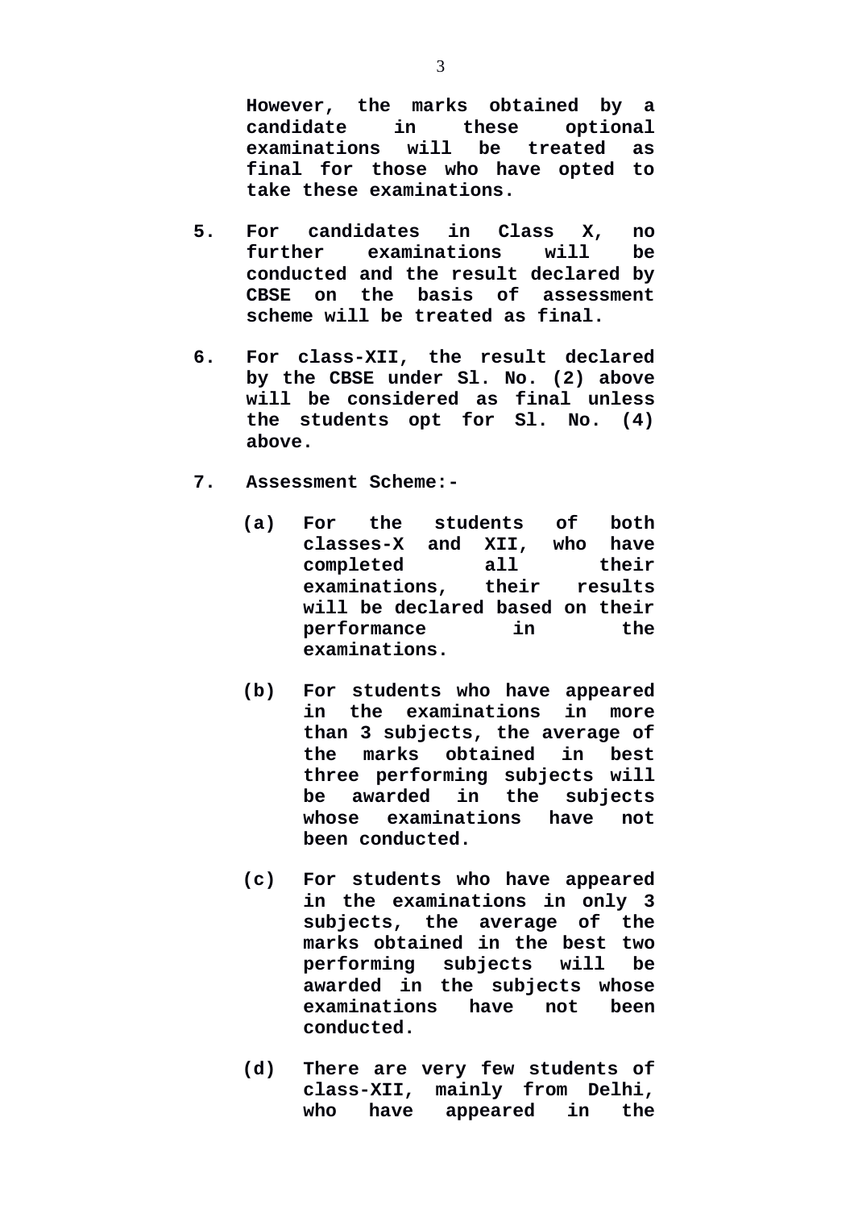**However, the marks obtained by a candidate in these optional examinations will be treated as final for those who have opted to take these examinations.**

5. **For candidates in Class X, no further examinations will be conducted and the result declared by CBSE on the basis of assessment scheme will be treated as final.**

6. **For class-XII, the result declared by the CBSE under Sl. No. (2) above will be considered as final unless the students opt for Sl. No. (4) above.**

7. **Assessment Scheme:-**

   **(a) For the students of both classes-X and XII, who have completed all their examinations, their results will be declared based on their performance in the examinations.**

   **(b) For students who have appeared in the examinations in more than 3 subjects, the average of the marks obtained in best three performing subjects will be awarded in the subjects whose examinations have not been conducted.**

   **(c) For students who have appeared in the examinations in only 3 subjects, the average of the marks obtained in the best two performing subjects will be awarded in the subjects whose examinations have not been conducted.**

   **(d) There are very few students of class-XII, mainly from Delhi, who have appeared in the**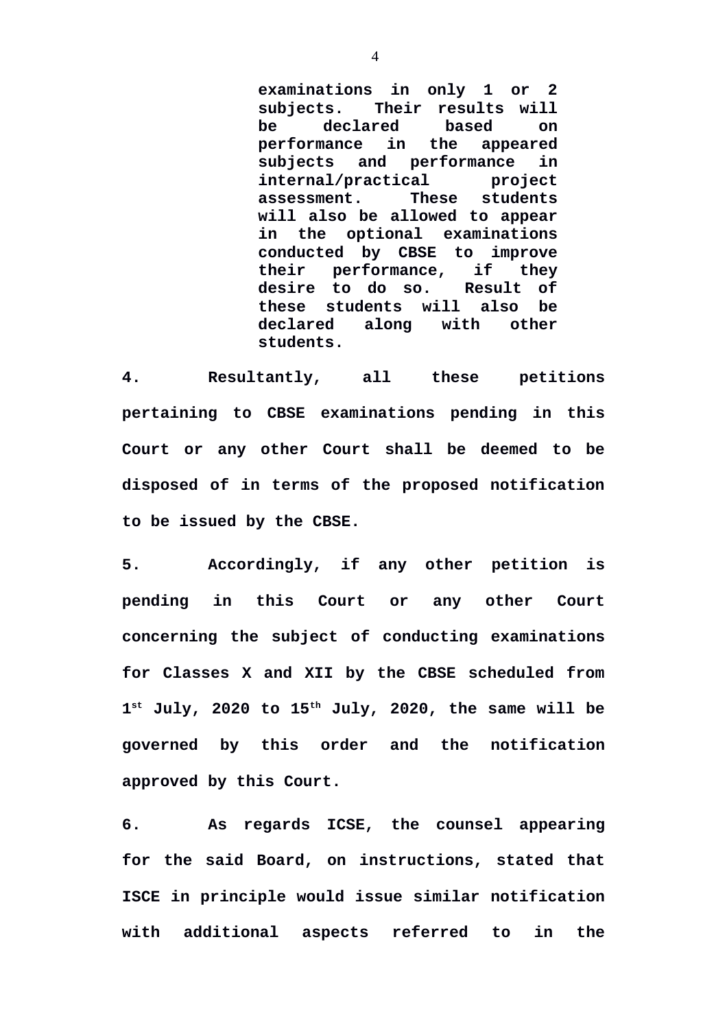> **examinations in only 1 or 2 subjects. Their results will be declared based on performance in the appeared subjects and performance in internal/practical project assessment. These students will also be allowed to appear in the optional examinations conducted by CBSE to improve their performance, if they desire to do so. Result of these students will also be declared along with other students.**

**4.** **Resultantly, all these petitions pertaining to CBSE examinations pending in this Court or any other Court shall be deemed to be disposed of in terms of the proposed notification to be issued by the CBSE.**

**5.** **Accordingly, if any other petition is pending in this Court or any other Court concerning the subject of conducting examinations for Classes X and XII by the CBSE scheduled from 1st July, 2020 to 15th July, 2020, the same will be governed by this order and the notification approved by this Court.**

**6.** **As regards ICSE, the counsel appearing for the said Board, on instructions, stated that ISCE in principle would issue similar notification with additional aspects referred to in the**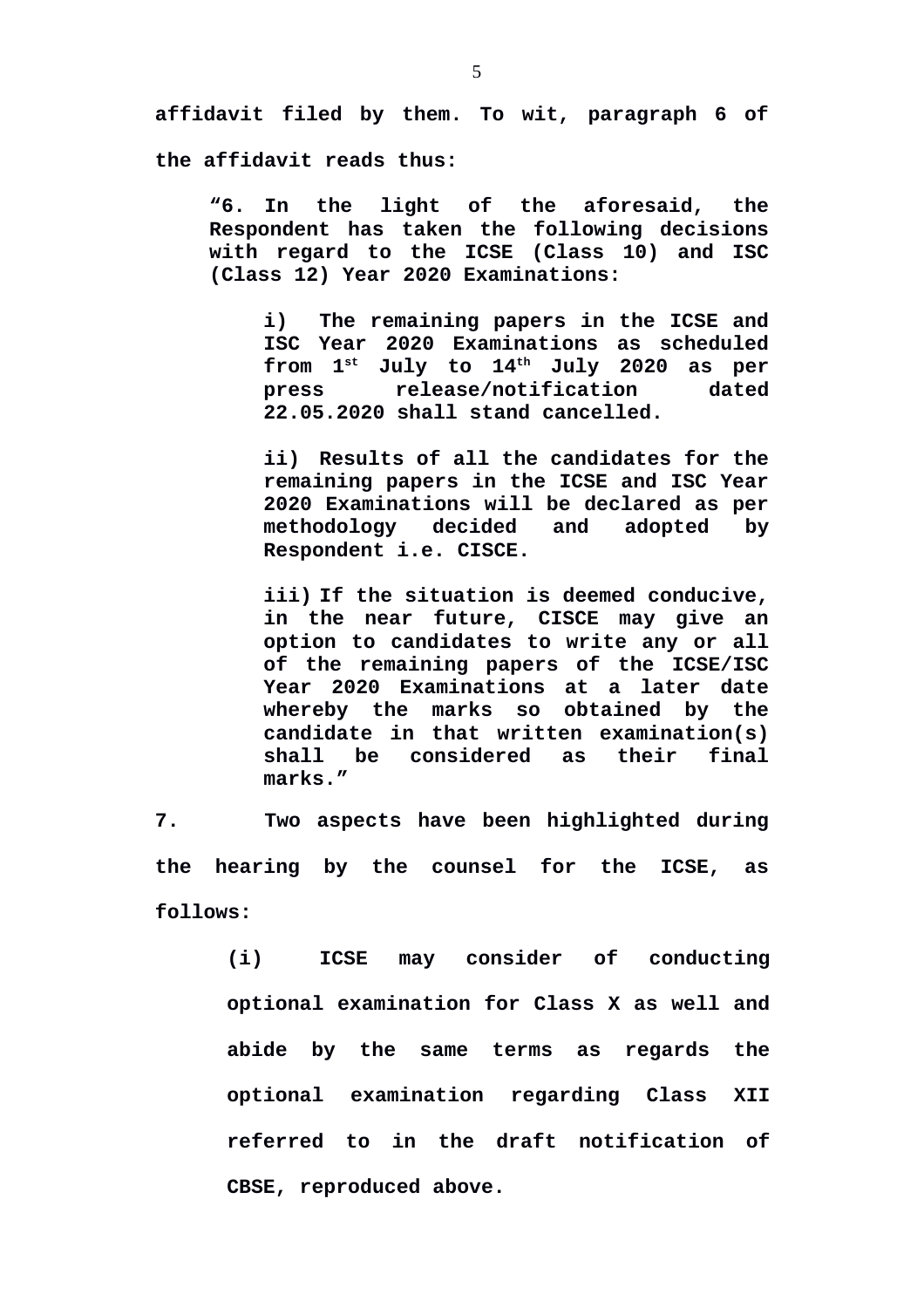**affidavit filed by them. To wit, paragraph 6 of the affidavit reads thus:**

> **"6. In the light of the aforesaid, the Respondent has taken the following decisions with regard to the ICSE (Class 10) and ISC (Class 12) Year 2020 Examinations:**
>
> > **i) The remaining papers in the ICSE and ISC Year 2020 Examinations as scheduled from 1st July to 14th July 2020 as per press release/notification dated 22.05.2020 shall stand cancelled.**
> >
> > **ii) Results of all the candidates for the remaining papers in the ICSE and ISC Year 2020 Examinations will be declared as per methodology decided and adopted by Respondent i.e. CISCE.**
> >
> > **iii) If the situation is deemed conducive, in the near future, CISCE may give an option to candidates to write any or all of the remaining papers of the ICSE/ISC Year 2020 Examinations at a later date whereby the marks so obtained by the candidate in that written examination(s) shall be considered as their final marks."**

**7. Two aspects have been highlighted during the hearing by the counsel for the ICSE, as follows:**

> **(i) ICSE may consider of conducting optional examination for Class X as well and abide by the same terms as regards the optional examination regarding Class XII referred to in the draft notification of CBSE, reproduced above.**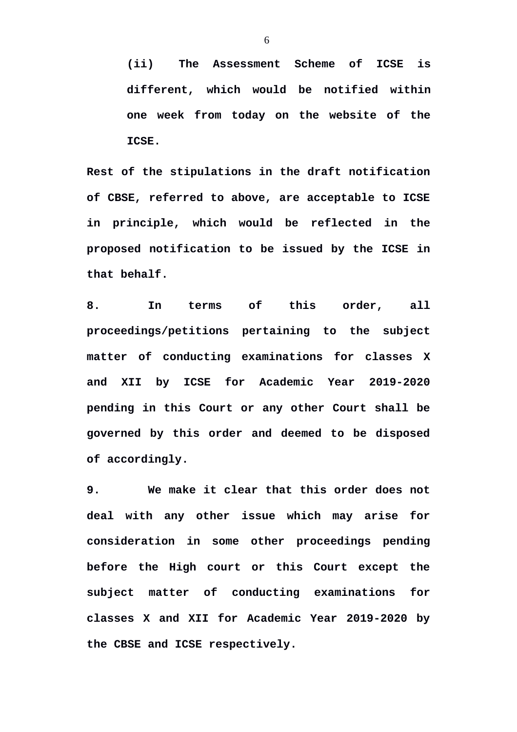**(ii) The Assessment Scheme of ICSE is different, which would be notified within one week from today on the website of the ICSE.**

**Rest of the stipulations in the draft notification of CBSE, referred to above, are acceptable to ICSE in principle, which would be reflected in the proposed notification to be issued by the ICSE in that behalf.**

**8. In terms of this order, all proceedings/petitions pertaining to the subject matter of conducting examinations for classes X and XII by ICSE for Academic Year 2019-2020 pending in this Court or any other Court shall be governed by this order and deemed to be disposed of accordingly.**

**9. We make it clear that this order does not deal with any other issue which may arise for consideration in some other proceedings pending before the High court or this Court except the subject matter of conducting examinations for classes X and XII for Academic Year 2019-2020 by the CBSE and ICSE respectively.**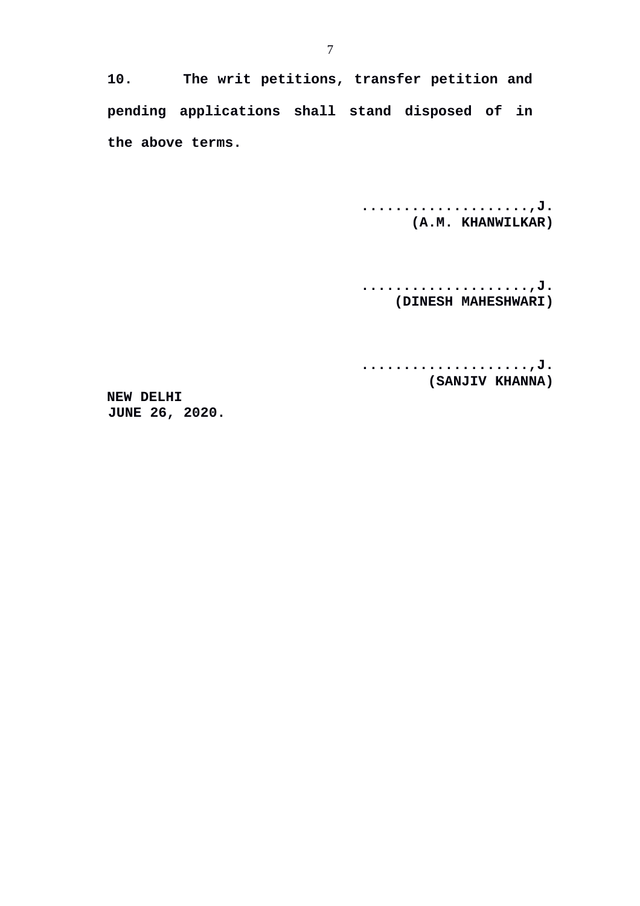**10. The writ petitions, transfer petition and pending applications shall stand disposed of in the above terms.**

**....................,J.**
**(A.M. KHANWILKAR)**

**....................,J.**
**(DINESH MAHESHWARI)**

**....................,J.**
**(SANJIV KHANNA)**

**NEW DELHI**
**JUNE 26, 2020.**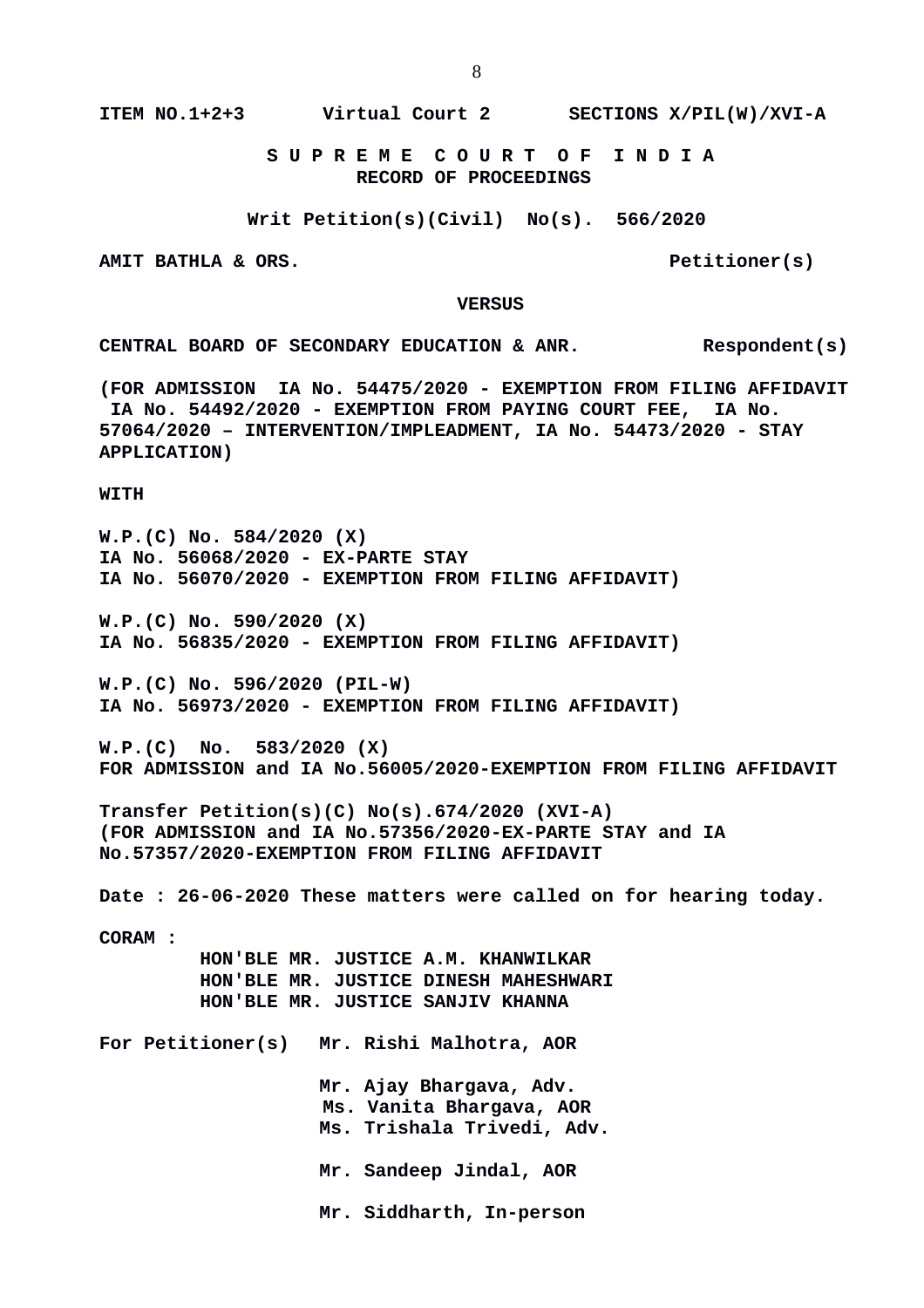**ITEM NO.1+2+3　　Virtual Court 2　　SECTIONS X/PIL(W)/XVI-A**

**S U P R E M E　C O U R T　O F　I N D I A**
**RECORD OF PROCEEDINGS**

**Writ Petition(s)(Civil) No(s). 566/2020**

**AMIT BATHLA & ORS.　　　　　　　　　　　　Petitioner(s)**

**VERSUS**

**CENTRAL BOARD OF SECONDARY EDUCATION & ANR.　　　　Respondent(s)**

**(FOR ADMISSION IA No. 54475/2020 - EXEMPTION FROM FILING AFFIDAVIT IA No. 54492/2020 - EXEMPTION FROM PAYING COURT FEE, IA No. 57064/2020 – INTERVENTION/IMPLEADMENT, IA No. 54473/2020 - STAY APPLICATION)**

**WITH**

**W.P.(C) No. 584/2020 (X)**
**IA No. 56068/2020 - EX-PARTE STAY**
**IA No. 56070/2020 - EXEMPTION FROM FILING AFFIDAVIT)**

**W.P.(C) No. 590/2020 (X)**
**IA No. 56835/2020 - EXEMPTION FROM FILING AFFIDAVIT)**

**W.P.(C) No. 596/2020 (PIL-W)**
**IA No. 56973/2020 - EXEMPTION FROM FILING AFFIDAVIT)**

**W.P.(C) No. 583/2020 (X)**
**FOR ADMISSION and IA No.56005/2020-EXEMPTION FROM FILING AFFIDAVIT**

**Transfer Petition(s)(C) No(s).674/2020 (XVI-A)**
**(FOR ADMISSION and IA No.57356/2020-EX-PARTE STAY and IA No.57357/2020-EXEMPTION FROM FILING AFFIDAVIT**

**Date : 26-06-2020 These matters were called on for hearing today.**

**CORAM :**
**HON'BLE MR. JUSTICE A.M. KHANWILKAR**
**HON'BLE MR. JUSTICE DINESH MAHESHWARI**
**HON'BLE MR. JUSTICE SANJIV KHANNA**

**For Petitioner(s)**　**Mr. Rishi Malhotra, AOR**

**Mr. Ajay Bhargava, Adv.**
**Ms. Vanita Bhargava, AOR**
**Ms. Trishala Trivedi, Adv.**

**Mr. Sandeep Jindal, AOR**

**Mr. Siddharth, In-person**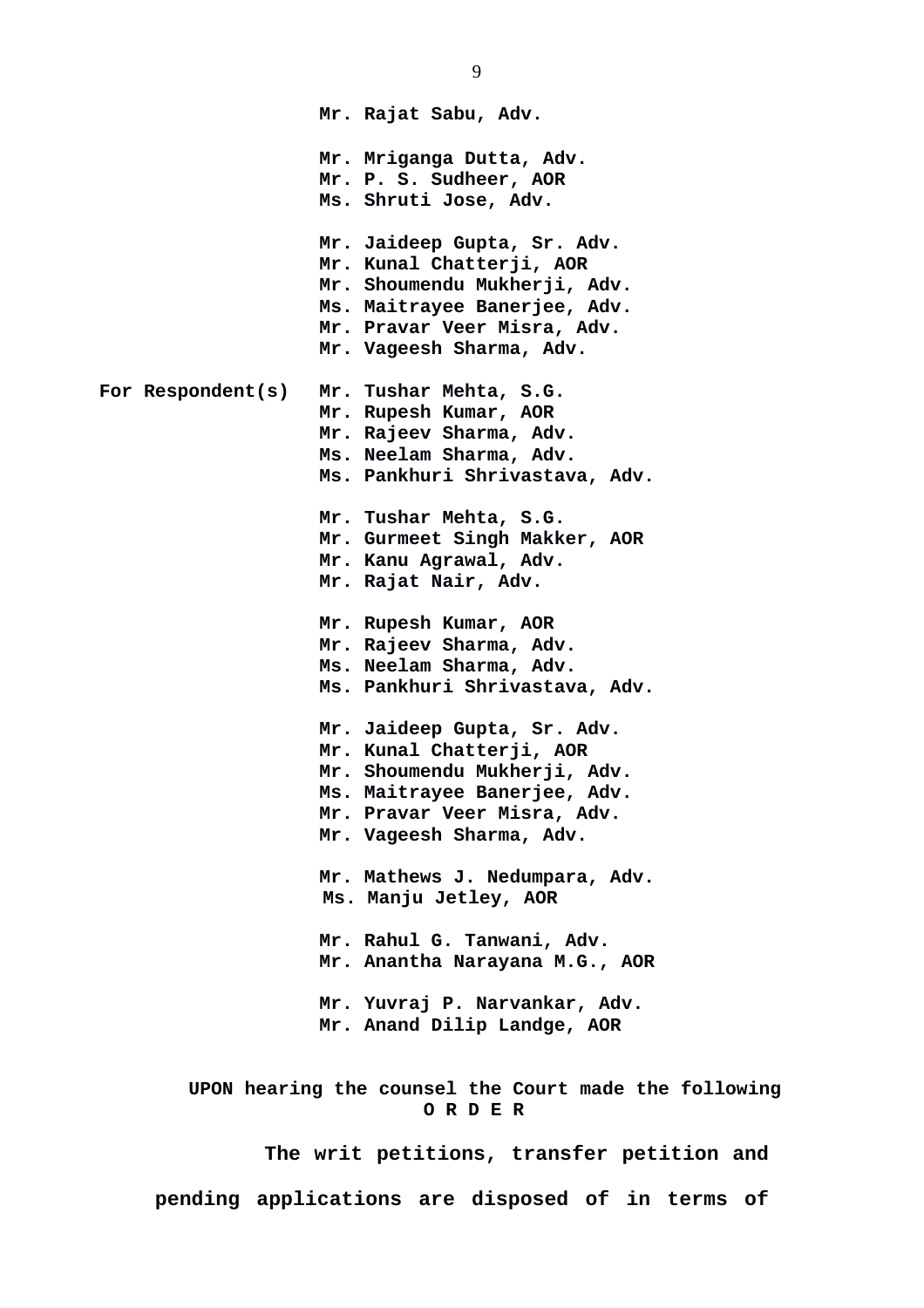Mr. Rajat Sabu, Adv.

Mr. Mriganga Dutta, Adv.
Mr. P. S. Sudheer, AOR
Ms. Shruti Jose, Adv.

Mr. Jaideep Gupta, Sr. Adv.
Mr. Kunal Chatterji, AOR
Mr. Shoumendu Mukherji, Adv.
Ms. Maitrayee Banerjee, Adv.
Mr. Pravar Veer Misra, Adv.
Mr. Vageesh Sharma, Adv.

**For Respondent(s)** Mr. Tushar Mehta, S.G.
Mr. Rupesh Kumar, AOR
Mr. Rajeev Sharma, Adv.
Ms. Neelam Sharma, Adv.
Ms. Pankhuri Shrivastava, Adv.

Mr. Tushar Mehta, S.G.
Mr. Gurmeet Singh Makker, AOR
Mr. Kanu Agrawal, Adv.
Mr. Rajat Nair, Adv.

Mr. Rupesh Kumar, AOR
Mr. Rajeev Sharma, Adv.
Ms. Neelam Sharma, Adv.
Ms. Pankhuri Shrivastava, Adv.

Mr. Jaideep Gupta, Sr. Adv.
Mr. Kunal Chatterji, AOR
Mr. Shoumendu Mukherji, Adv.
Ms. Maitrayee Banerjee, Adv.
Mr. Pravar Veer Misra, Adv.
Mr. Vageesh Sharma, Adv.

Mr. Mathews J. Nedumpara, Adv.
Ms. Manju Jetley, AOR

Mr. Rahul G. Tanwani, Adv.
Mr. Anantha Narayana M.G., AOR

Mr. Yuvraj P. Narvankar, Adv.
Mr. Anand Dilip Landge, AOR

**UPON hearing the counsel the Court made the following**

**O R D E R**

The writ petitions, transfer petition and pending applications are disposed of in terms of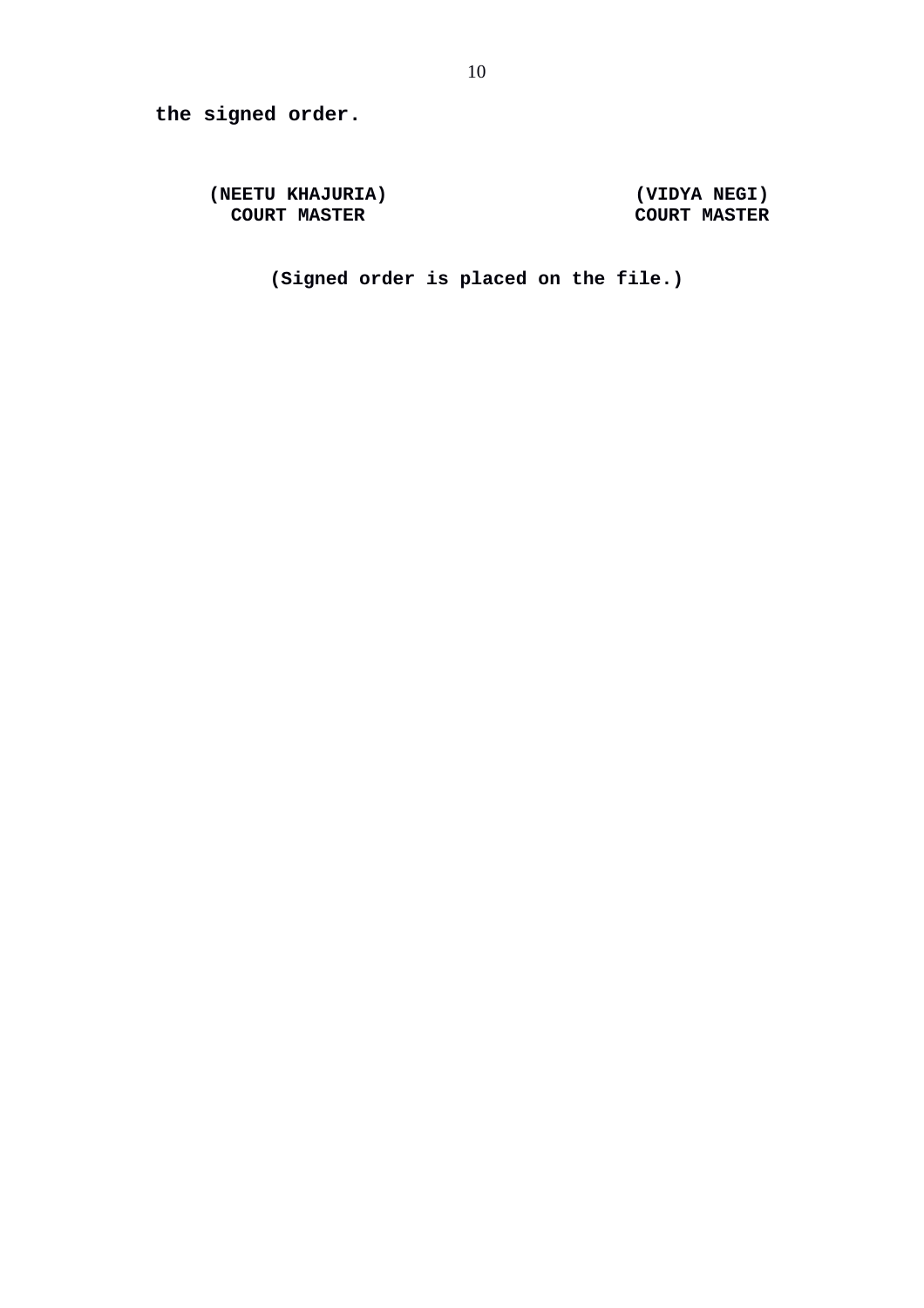**the signed order.**

**(NEETU KHAJURIA)**
**COURT MASTER**

**(VIDYA NEGI)**
**COURT MASTER**

**(Signed order is placed on the file.)**